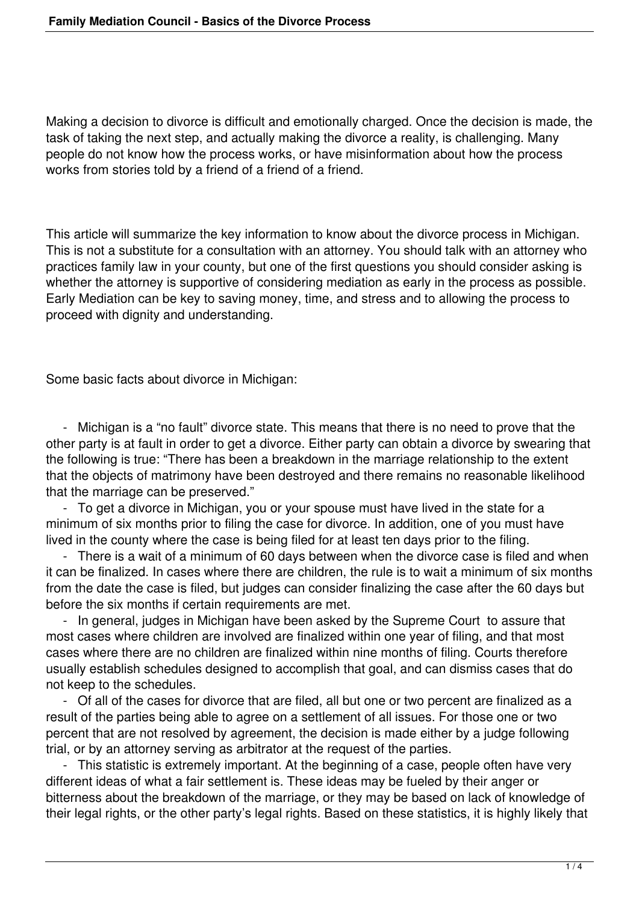Making a decision to divorce is difficult and emotionally charged. Once the decision is made, the task of taking the next step, and actually making the divorce a reality, is challenging. Many people do not know how the process works, or have misinformation about how the process works from stories told by a friend of a friend of a friend.

This article will summarize the key information to know about the divorce process in Michigan. This is not a substitute for a consultation with an attorney. You should talk with an attorney who practices family law in your county, but one of the first questions you should consider asking is whether the attorney is supportive of considering mediation as early in the process as possible. Early Mediation can be key to saving money, time, and stress and to allowing the process to proceed with dignity and understanding.

Some basic facts about divorce in Michigan:

- Michigan is a "no fault" divorce state. This means that there is no need to prove that the other party is at fault in order to get a divorce. Either party can obtain a divorce by swearing that the following is true: "There has been a breakdown in the marriage relationship to the extent that the objects of matrimony have been destroyed and there remains no reasonable likelihood that the marriage can be preserved."
- To get a divorce in Michigan, you or your spouse must have lived in the state for a minimum of six months prior to filing the case for divorce. In addition, one of you must have lived in the county where the case is being filed for at least ten days prior to the filing.
- There is a wait of a minimum of 60 days between when the divorce case is filed and when it can be finalized. In cases where there are children, the rule is to wait a minimum of six months from the date the case is filed, but judges can consider finalizing the case after the 60 days but before the six months if certain requirements are met.
- In general, judges in Michigan have been asked by the Supreme Court to assure that most cases where children are involved are finalized within one year of filing, and that most cases where there are no children are finalized within nine months of filing. Courts therefore usually establish schedules designed to accomplish that goal, and can dismiss cases that do not keep to the schedules.
- Of all of the cases for divorce that are filed, all but one or two percent are finalized as a result of the parties being able to agree on a settlement of all issues. For those one or two percent that are not resolved by agreement, the decision is made either by a judge following trial, or by an attorney serving as arbitrator at the request of the parties.
- This statistic is extremely important. At the beginning of a case, people often have very different ideas of what a fair settlement is. These ideas may be fueled by their anger or bitterness about the breakdown of the marriage, or they may be based on lack of knowledge of their legal rights, or the other party's legal rights. Based on these statistics, it is highly likely that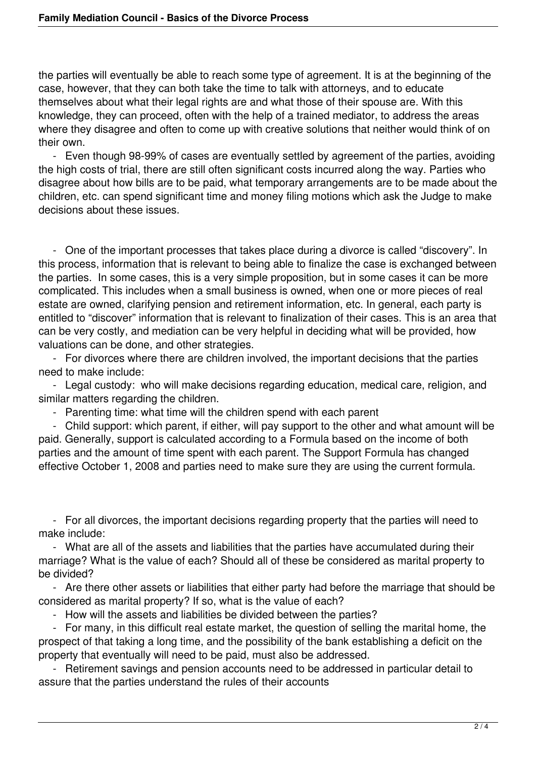the parties will eventually be able to reach some type of agreement. It is at the beginning of the case, however, that they can both take the time to talk with attorneys, and to educate themselves about what their legal rights are and what those of their spouse are. With this knowledge, they can proceed, often with the help of a trained mediator, to address the areas where they disagree and often to come up with creative solutions that neither would think of on their own.

- Even though 98-99% of cases are eventually settled by agreement of the parties, avoiding the high costs of trial, there are still often significant costs incurred along the way. Parties who disagree about how bills are to be paid, what temporary arrangements are to be made about the children, etc. can spend significant time and money filing motions which ask the Judge to make decisions about these issues.

- One of the important processes that takes place during a divorce is called "discovery". In this process, information that is relevant to being able to finalize the case is exchanged between the parties. In some cases, this is a very simple proposition, but in some cases it can be more complicated. This includes when a small business is owned, when one or more pieces of real estate are owned, clarifying pension and retirement information, etc. In general, each party is entitled to "discover" information that is relevant to finalization of their cases. This is an area that can be very costly, and mediation can be very helpful in deciding what will be provided, how valuations can be done, and other strategies.

- For divorces where there are children involved, the important decisions that the parties need to make include:
  - Legal custody: who will make decisions regarding education, medical care, religion, and similar matters regarding the children.
  - Parenting time: what time will the children spend with each parent
  - Child support: which parent, if either, will pay support to the other and what amount will be paid. Generally, support is calculated according to a Formula based on the income of both parties and the amount of time spent with each parent. The Support Formula has changed effective October 1, 2008 and parties need to make sure they are using the current formula.

- For all divorces, the important decisions regarding property that the parties will need to make include:
  - What are all of the assets and liabilities that the parties have accumulated during their marriage? What is the value of each? Should all of these be considered as marital property to be divided?
  - Are there other assets or liabilities that either party had before the marriage that should be considered as marital property? If so, what is the value of each?
  - How will the assets and liabilities be divided between the parties?
  - For many, in this difficult real estate market, the question of selling the marital home, the prospect of that taking a long time, and the possibility of the bank establishing a deficit on the property that eventually will need to be paid, must also be addressed.
  - Retirement savings and pension accounts need to be addressed in particular detail to assure that the parties understand the rules of their accounts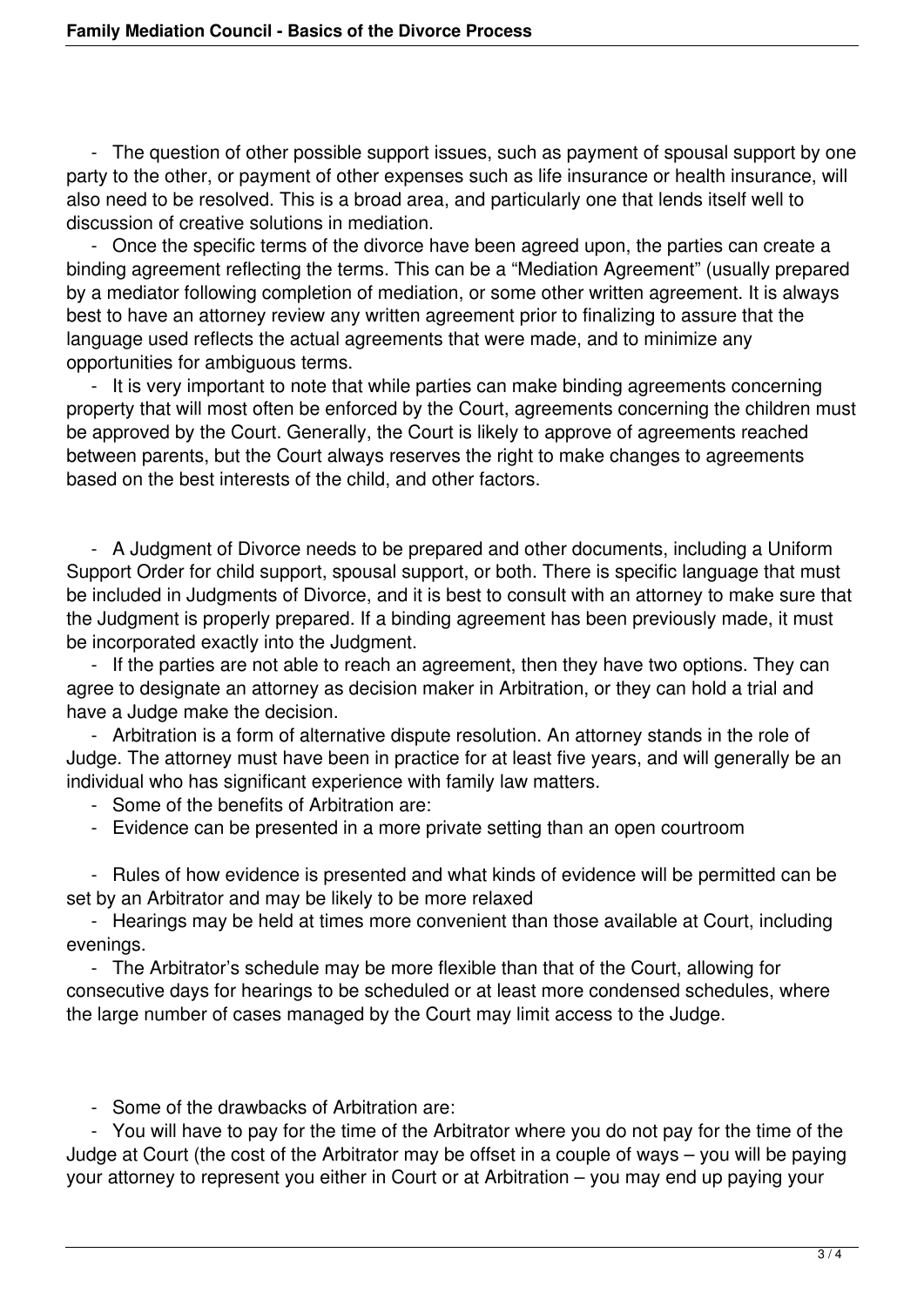- The question of other possible support issues, such as payment of spousal support by one party to the other, or payment of other expenses such as life insurance or health insurance, will also need to be resolved. This is a broad area, and particularly one that lends itself well to discussion of creative solutions in mediation.
- Once the specific terms of the divorce have been agreed upon, the parties can create a binding agreement reflecting the terms. This can be a "Mediation Agreement" (usually prepared by a mediator following completion of mediation, or some other written agreement. It is always best to have an attorney review any written agreement prior to finalizing to assure that the language used reflects the actual agreements that were made, and to minimize any opportunities for ambiguous terms.
- It is very important to note that while parties can make binding agreements concerning property that will most often be enforced by the Court, agreements concerning the children must be approved by the Court. Generally, the Court is likely to approve of agreements reached between parents, but the Court always reserves the right to make changes to agreements based on the best interests of the child, and other factors.

- A Judgment of Divorce needs to be prepared and other documents, including a Uniform Support Order for child support, spousal support, or both. There is specific language that must be included in Judgments of Divorce, and it is best to consult with an attorney to make sure that the Judgment is properly prepared. If a binding agreement has been previously made, it must be incorporated exactly into the Judgment.
- If the parties are not able to reach an agreement, then they have two options. They can agree to designate an attorney as decision maker in Arbitration, or they can hold a trial and have a Judge make the decision.
- Arbitration is a form of alternative dispute resolution. An attorney stands in the role of Judge. The attorney must have been in practice for at least five years, and will generally be an individual who has significant experience with family law matters.
- Some of the benefits of Arbitration are:
- Evidence can be presented in a more private setting than an open courtroom
- Rules of how evidence is presented and what kinds of evidence will be permitted can be set by an Arbitrator and may be likely to be more relaxed
- Hearings may be held at times more convenient than those available at Court, including evenings.
- The Arbitrator's schedule may be more flexible than that of the Court, allowing for consecutive days for hearings to be scheduled or at least more condensed schedules, where the large number of cases managed by the Court may limit access to the Judge.

- Some of the drawbacks of Arbitration are:
- You will have to pay for the time of the Arbitrator where you do not pay for the time of the Judge at Court (the cost of the Arbitrator may be offset in a couple of ways – you will be paying your attorney to represent you either in Court or at Arbitration – you may end up paying your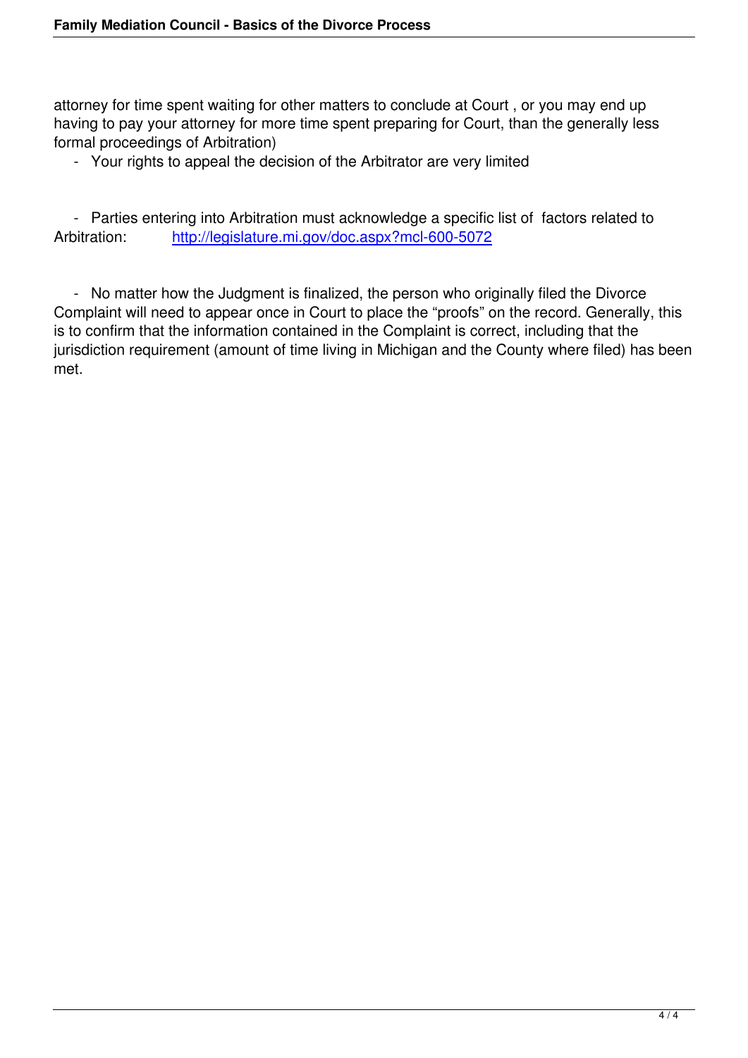attorney for time spent waiting for other matters to conclude at Court , or you may end up having to pay your attorney for more time spent preparing for Court, than the generally less formal proceedings of Arbitration)

- Your rights to appeal the decision of the Arbitrator are very limited

- Parties entering into Arbitration must acknowledge a specific list of factors related to Arbitration: http://legislature.mi.gov/doc.aspx?mcl-600-5072

- No matter how the Judgment is finalized, the person who originally filed the Divorce Complaint will need to appear once in Court to place the "proofs" on the record. Generally, this is to confirm that the information contained in the Complaint is correct, including that the jurisdiction requirement (amount of time living in Michigan and the County where filed) has been met.